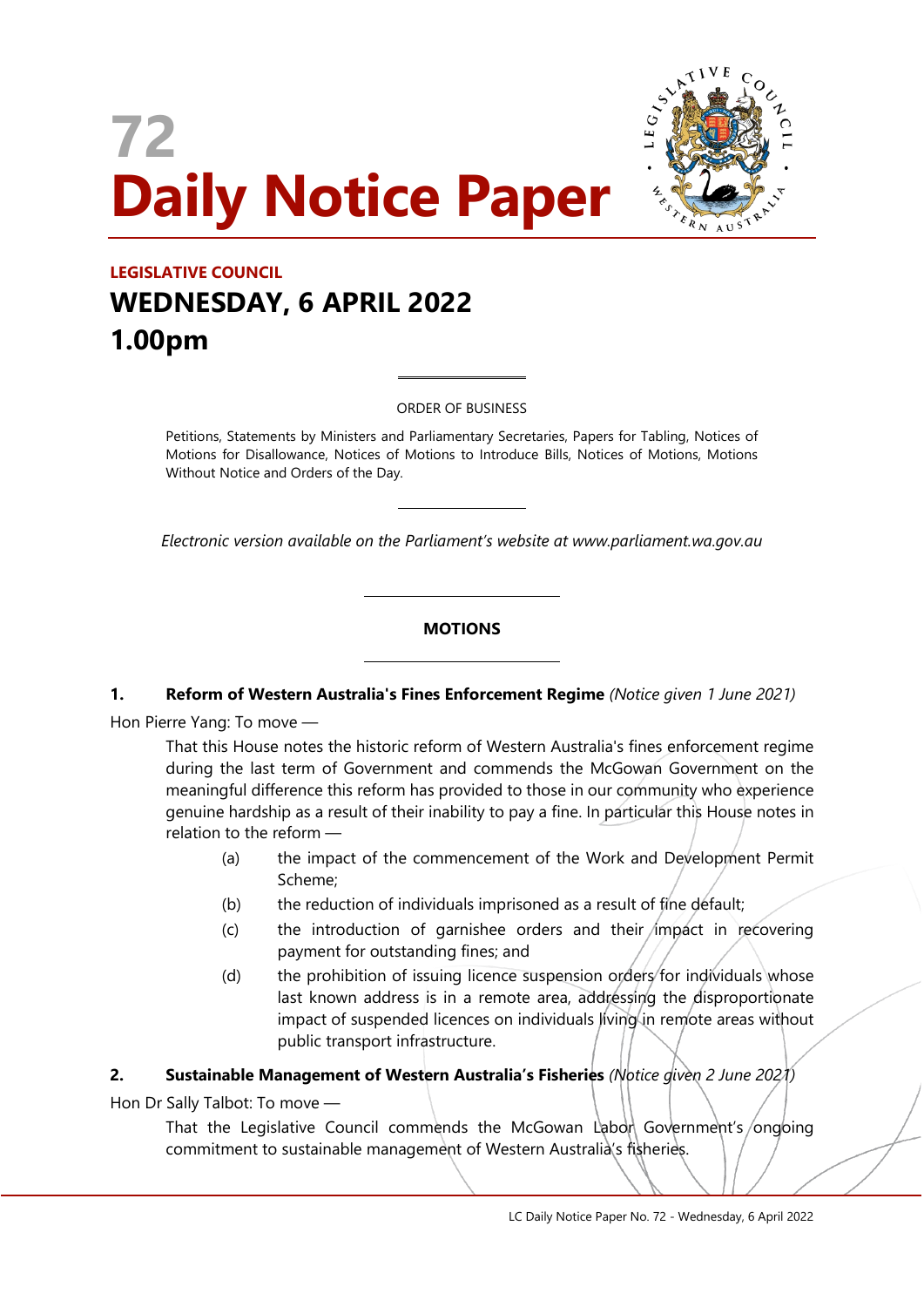# 72 Daily Notice Paper

**LEGISLATIVE COUNCIL**

## WEDNESDAY, 6 APRIL 2022
## 1.00pm

ORDER OF BUSINESS

Petitions, Statements by Ministers and Parliamentary Secretaries, Papers for Tabling, Notices of Motions for Disallowance, Notices of Motions to Introduce Bills, Notices of Motions, Motions Without Notice and Orders of the Day.

*Electronic version available on the Parliament's website at www.parliament.wa.gov.au*

## MOTIONS

**1. Reform of Western Australia's Fines Enforcement Regime** *(Notice given 1 June 2021)*

Hon Pierre Yang: To move —

That this House notes the historic reform of Western Australia's fines enforcement regime during the last term of Government and commends the McGowan Government on the meaningful difference this reform has provided to those in our community who experience genuine hardship as a result of their inability to pay a fine. In particular this House notes in relation to the reform —

(a) the impact of the commencement of the Work and Development Permit Scheme;

(b) the reduction of individuals imprisoned as a result of fine default;

(c) the introduction of garnishee orders and their impact in recovering payment for outstanding fines; and

(d) the prohibition of issuing licence suspension orders for individuals whose last known address is in a remote area, addressing the disproportionate impact of suspended licences on individuals living in remote areas without public transport infrastructure.

**2. Sustainable Management of Western Australia's Fisheries** *(Notice given 2 June 2021)*

Hon Dr Sally Talbot: To move —

That the Legislative Council commends the McGowan Labor Government's ongoing commitment to sustainable management of Western Australia's fisheries.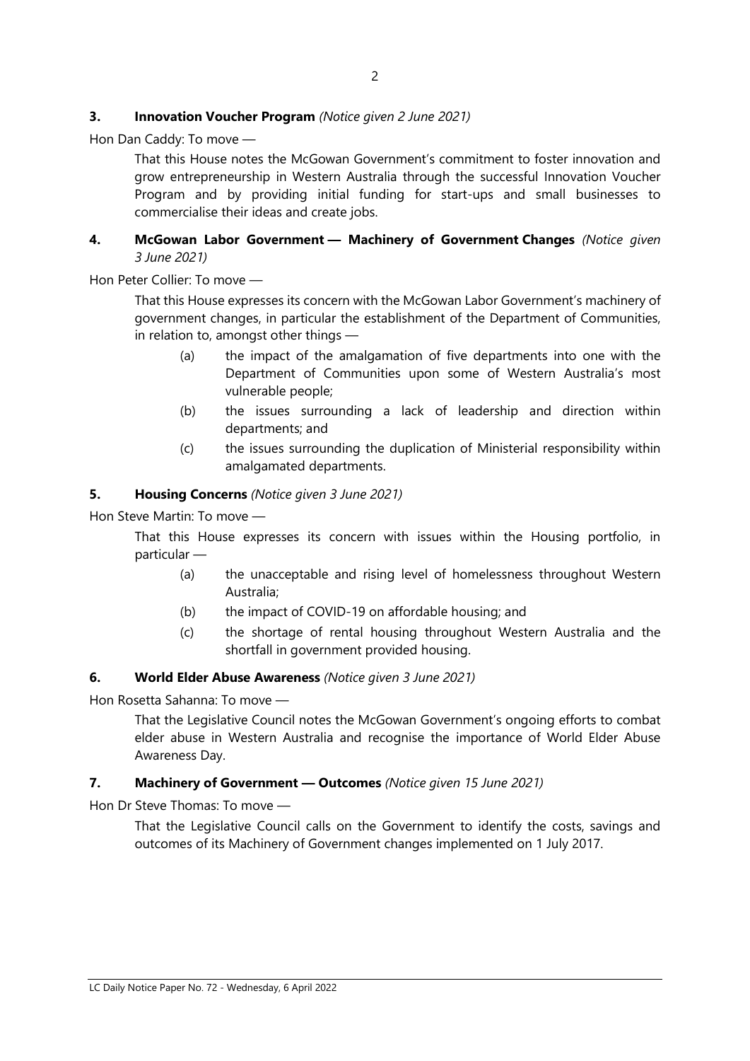**3. Innovation Voucher Program** *(Notice given 2 June 2021)*

Hon Dan Caddy: To move —

That this House notes the McGowan Government's commitment to foster innovation and grow entrepreneurship in Western Australia through the successful Innovation Voucher Program and by providing initial funding for start-ups and small businesses to commercialise their ideas and create jobs.

**4. McGowan Labor Government — Machinery of Government Changes** *(Notice given 3 June 2021)*

Hon Peter Collier: To move —

That this House expresses its concern with the McGowan Labor Government's machinery of government changes, in particular the establishment of the Department of Communities, in relation to, amongst other things —

(a) the impact of the amalgamation of five departments into one with the Department of Communities upon some of Western Australia's most vulnerable people;

(b) the issues surrounding a lack of leadership and direction within departments; and

(c) the issues surrounding the duplication of Ministerial responsibility within amalgamated departments.

**5. Housing Concerns** *(Notice given 3 June 2021)*

Hon Steve Martin: To move —

That this House expresses its concern with issues within the Housing portfolio, in particular —

(a) the unacceptable and rising level of homelessness throughout Western Australia;

(b) the impact of COVID-19 on affordable housing; and

(c) the shortage of rental housing throughout Western Australia and the shortfall in government provided housing.

**6. World Elder Abuse Awareness** *(Notice given 3 June 2021)*

Hon Rosetta Sahanna: To move —

That the Legislative Council notes the McGowan Government's ongoing efforts to combat elder abuse in Western Australia and recognise the importance of World Elder Abuse Awareness Day.

**7. Machinery of Government — Outcomes** *(Notice given 15 June 2021)*

Hon Dr Steve Thomas: To move —

That the Legislative Council calls on the Government to identify the costs, savings and outcomes of its Machinery of Government changes implemented on 1 July 2017.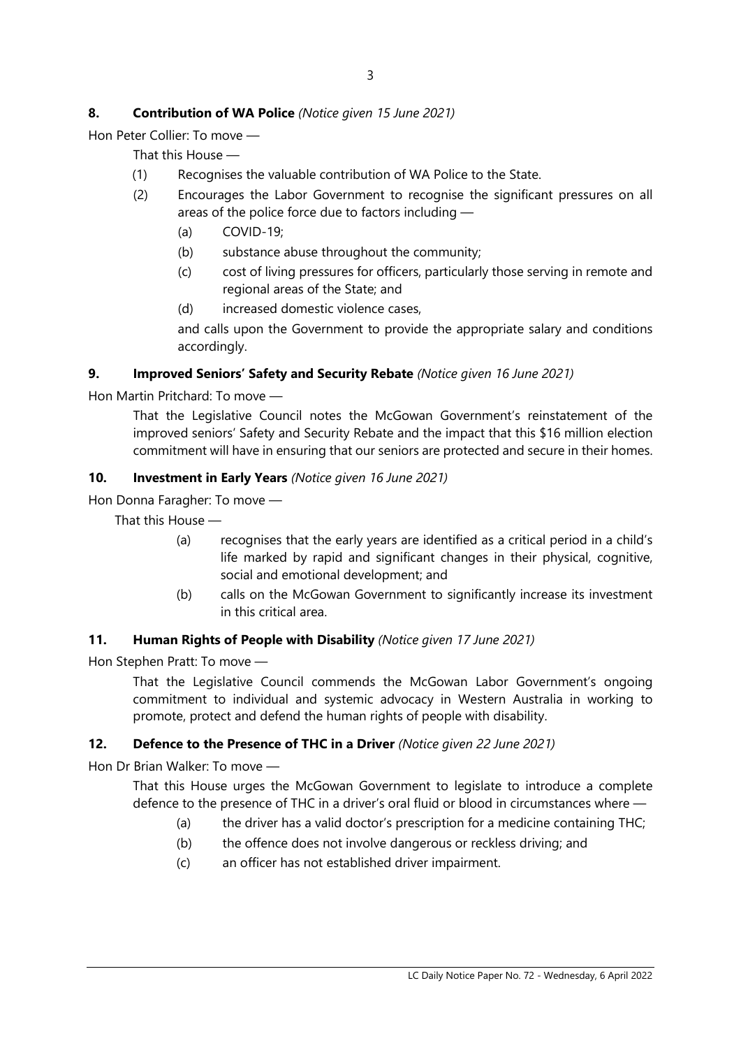**8. Contribution of WA Police** *(Notice given 15 June 2021)*

Hon Peter Collier: To move —

That this House —

(1) Recognises the valuable contribution of WA Police to the State.

(2) Encourages the Labor Government to recognise the significant pressures on all areas of the police force due to factors including —

(a) COVID-19;

(b) substance abuse throughout the community;

(c) cost of living pressures for officers, particularly those serving in remote and regional areas of the State; and

(d) increased domestic violence cases,

and calls upon the Government to provide the appropriate salary and conditions accordingly.

**9. Improved Seniors' Safety and Security Rebate** *(Notice given 16 June 2021)*

Hon Martin Pritchard: To move —

That the Legislative Council notes the McGowan Government's reinstatement of the improved seniors' Safety and Security Rebate and the impact that this $16 million election commitment will have in ensuring that our seniors are protected and secure in their homes.

**10. Investment in Early Years** *(Notice given 16 June 2021)*

Hon Donna Faragher: To move —

That this House —

(a) recognises that the early years are identified as a critical period in a child's life marked by rapid and significant changes in their physical, cognitive, social and emotional development; and

(b) calls on the McGowan Government to significantly increase its investment in this critical area.

**11. Human Rights of People with Disability** *(Notice given 17 June 2021)*

Hon Stephen Pratt: To move —

That the Legislative Council commends the McGowan Labor Government's ongoing commitment to individual and systemic advocacy in Western Australia in working to promote, protect and defend the human rights of people with disability.

**12. Defence to the Presence of THC in a Driver** *(Notice given 22 June 2021)*

Hon Dr Brian Walker: To move —

That this House urges the McGowan Government to legislate to introduce a complete defence to the presence of THC in a driver's oral fluid or blood in circumstances where —

(a) the driver has a valid doctor's prescription for a medicine containing THC;

(b) the offence does not involve dangerous or reckless driving; and

(c) an officer has not established driver impairment.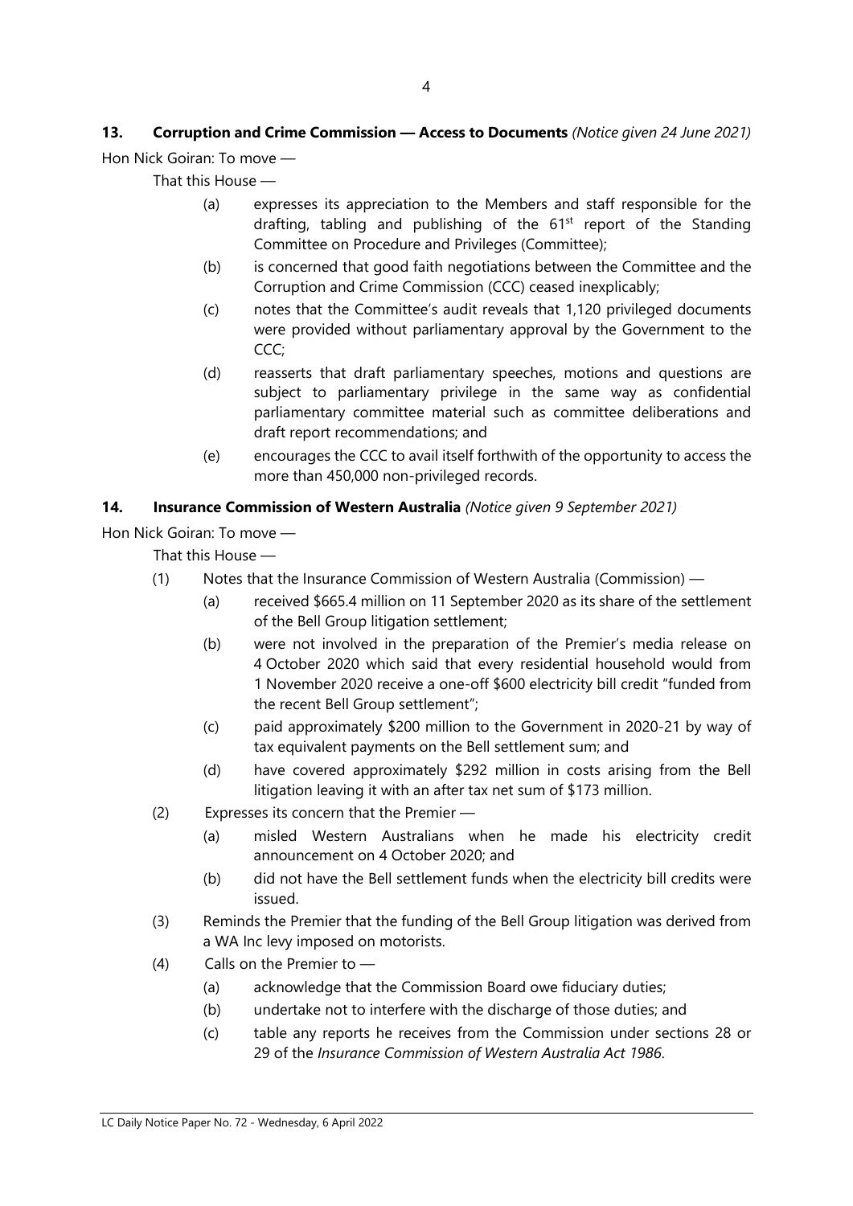**13. Corruption and Crime Commission — Access to Documents** *(Notice given 24 June 2021)*

Hon Nick Goiran: To move —

That this House —

(a) expresses its appreciation to the Members and staff responsible for the drafting, tabling and publishing of the 61st report of the Standing Committee on Procedure and Privileges (Committee);

(b) is concerned that good faith negotiations between the Committee and the Corruption and Crime Commission (CCC) ceased inexplicably;

(c) notes that the Committee's audit reveals that 1,120 privileged documents were provided without parliamentary approval by the Government to the CCC;

(d) reasserts that draft parliamentary speeches, motions and questions are subject to parliamentary privilege in the same way as confidential parliamentary committee material such as committee deliberations and draft report recommendations; and

(e) encourages the CCC to avail itself forthwith of the opportunity to access the more than 450,000 non-privileged records.

**14. Insurance Commission of Western Australia** *(Notice given 9 September 2021)*

Hon Nick Goiran: To move —

That this House —

(1) Notes that the Insurance Commission of Western Australia (Commission) —

  (a) received $665.4 million on 11 September 2020 as its share of the settlement of the Bell Group litigation settlement;

  (b) were not involved in the preparation of the Premier's media release on 4 October 2020 which said that every residential household would from 1 November 2020 receive a one-off $600 electricity bill credit "funded from the recent Bell Group settlement";

  (c) paid approximately $200 million to the Government in 2020-21 by way of tax equivalent payments on the Bell settlement sum; and

  (d) have covered approximately $292 million in costs arising from the Bell litigation leaving it with an after tax net sum of $173 million.

(2) Expresses its concern that the Premier —

  (a) misled Western Australians when he made his electricity credit announcement on 4 October 2020; and

  (b) did not have the Bell settlement funds when the electricity bill credits were issued.

(3) Reminds the Premier that the funding of the Bell Group litigation was derived from a WA Inc levy imposed on motorists.

(4) Calls on the Premier to —

  (a) acknowledge that the Commission Board owe fiduciary duties;

  (b) undertake not to interfere with the discharge of those duties; and

  (c) table any reports he receives from the Commission under sections 28 or 29 of the *Insurance Commission of Western Australia Act 1986*.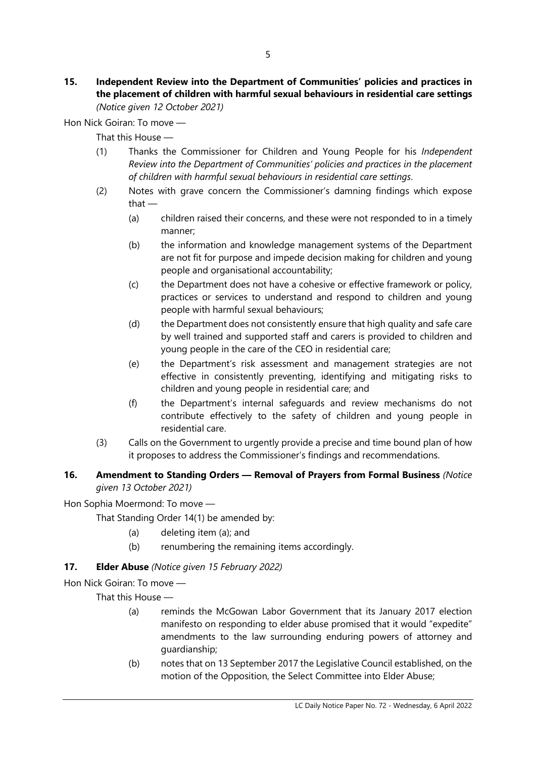**15. Independent Review into the Department of Communities' policies and practices in the placement of children with harmful sexual behaviours in residential care settings** *(Notice given 12 October 2021)*

Hon Nick Goiran: To move —

That this House —

(1) Thanks the Commissioner for Children and Young People for his *Independent Review into the Department of Communities' policies and practices in the placement of children with harmful sexual behaviours in residential care settings*.

(2) Notes with grave concern the Commissioner's damning findings which expose that —

   (a) children raised their concerns, and these were not responded to in a timely manner;

   (b) the information and knowledge management systems of the Department are not fit for purpose and impede decision making for children and young people and organisational accountability;

   (c) the Department does not have a cohesive or effective framework or policy, practices or services to understand and respond to children and young people with harmful sexual behaviours;

   (d) the Department does not consistently ensure that high quality and safe care by well trained and supported staff and carers is provided to children and young people in the care of the CEO in residential care;

   (e) the Department's risk assessment and management strategies are not effective in consistently preventing, identifying and mitigating risks to children and young people in residential care; and

   (f) the Department's internal safeguards and review mechanisms do not contribute effectively to the safety of children and young people in residential care.

(3) Calls on the Government to urgently provide a precise and time bound plan of how it proposes to address the Commissioner's findings and recommendations.

**16. Amendment to Standing Orders — Removal of Prayers from Formal Business** *(Notice given 13 October 2021)*

Hon Sophia Moermond: To move —

That Standing Order 14(1) be amended by:

   (a) deleting item (a); and

   (b) renumbering the remaining items accordingly.

**17. Elder Abuse** *(Notice given 15 February 2022)*

Hon Nick Goiran: To move —

That this House —

   (a) reminds the McGowan Labor Government that its January 2017 election manifesto on responding to elder abuse promised that it would "expedite" amendments to the law surrounding enduring powers of attorney and guardianship;

   (b) notes that on 13 September 2017 the Legislative Council established, on the motion of the Opposition, the Select Committee into Elder Abuse;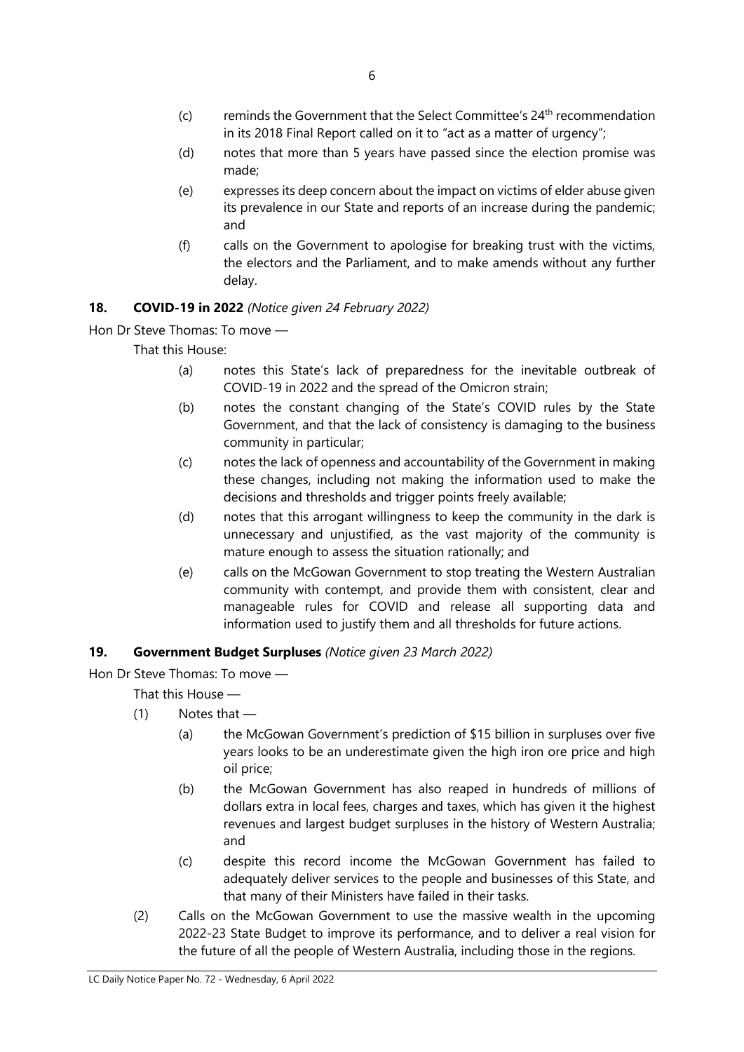(c) reminds the Government that the Select Committee's 24th recommendation in its 2018 Final Report called on it to "act as a matter of urgency";

(d) notes that more than 5 years have passed since the election promise was made;

(e) expresses its deep concern about the impact on victims of elder abuse given its prevalence in our State and reports of an increase during the pandemic; and

(f) calls on the Government to apologise for breaking trust with the victims, the electors and the Parliament, and to make amends without any further delay.

**18. COVID-19 in 2022** *(Notice given 24 February 2022)*

Hon Dr Steve Thomas: To move —

That this House:

(a) notes this State's lack of preparedness for the inevitable outbreak of COVID-19 in 2022 and the spread of the Omicron strain;

(b) notes the constant changing of the State's COVID rules by the State Government, and that the lack of consistency is damaging to the business community in particular;

(c) notes the lack of openness and accountability of the Government in making these changes, including not making the information used to make the decisions and thresholds and trigger points freely available;

(d) notes that this arrogant willingness to keep the community in the dark is unnecessary and unjustified, as the vast majority of the community is mature enough to assess the situation rationally; and

(e) calls on the McGowan Government to stop treating the Western Australian community with contempt, and provide them with consistent, clear and manageable rules for COVID and release all supporting data and information used to justify them and all thresholds for future actions.

**19. Government Budget Surpluses** *(Notice given 23 March 2022)*

Hon Dr Steve Thomas: To move —

That this House —

(1) Notes that —

(a) the McGowan Government's prediction of $15 billion in surpluses over five years looks to be an underestimate given the high iron ore price and high oil price;

(b) the McGowan Government has also reaped in hundreds of millions of dollars extra in local fees, charges and taxes, which has given it the highest revenues and largest budget surpluses in the history of Western Australia; and

(c) despite this record income the McGowan Government has failed to adequately deliver services to the people and businesses of this State, and that many of their Ministers have failed in their tasks.

(2) Calls on the McGowan Government to use the massive wealth in the upcoming 2022-23 State Budget to improve its performance, and to deliver a real vision for the future of all the people of Western Australia, including those in the regions.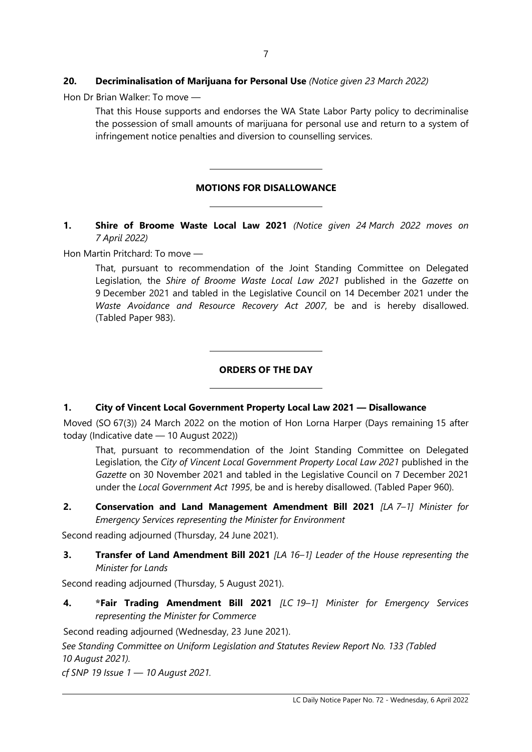**20. Decriminalisation of Marijuana for Personal Use** *(Notice given 23 March 2022)*

Hon Dr Brian Walker: To move —

> That this House supports and endorses the WA State Labor Party policy to decriminalise the possession of small amounts of marijuana for personal use and return to a system of infringement notice penalties and diversion to counselling services.

---

## MOTIONS FOR DISALLOWANCE

---

**1. Shire of Broome Waste Local Law 2021** *(Notice given 24 March 2022 moves on 7 April 2022)*

Hon Martin Pritchard: To move —

> That, pursuant to recommendation of the Joint Standing Committee on Delegated Legislation, the *Shire of Broome Waste Local Law 2021* published in the *Gazette* on 9 December 2021 and tabled in the Legislative Council on 14 December 2021 under the *Waste Avoidance and Resource Recovery Act 2007*, be and is hereby disallowed. (Tabled Paper 983).

---

## ORDERS OF THE DAY

---

**1. City of Vincent Local Government Property Local Law 2021 — Disallowance**

Moved (SO 67(3)) 24 March 2022 on the motion of Hon Lorna Harper (Days remaining 15 after today (Indicative date — 10 August 2022))

> That, pursuant to recommendation of the Joint Standing Committee on Delegated Legislation, the *City of Vincent Local Government Property Local Law 2021* published in the *Gazette* on 30 November 2021 and tabled in the Legislative Council on 7 December 2021 under the *Local Government Act 1995*, be and is hereby disallowed. (Tabled Paper 960).

**2. Conservation and Land Management Amendment Bill 2021** *[LA 7–1] Minister for Emergency Services representing the Minister for Environment*

Second reading adjourned (Thursday, 24 June 2021).

**3. Transfer of Land Amendment Bill 2021** *[LA 16–1] Leader of the House representing the Minister for Lands*

Second reading adjourned (Thursday, 5 August 2021).

**4. *Fair Trading Amendment Bill 2021** *[LC 19–1] Minister for Emergency Services representing the Minister for Commerce*

Second reading adjourned (Wednesday, 23 June 2021).

*See Standing Committee on Uniform Legislation and Statutes Review Report No. 133 (Tabled 10 August 2021).*

*cf SNP 19 Issue 1 — 10 August 2021.*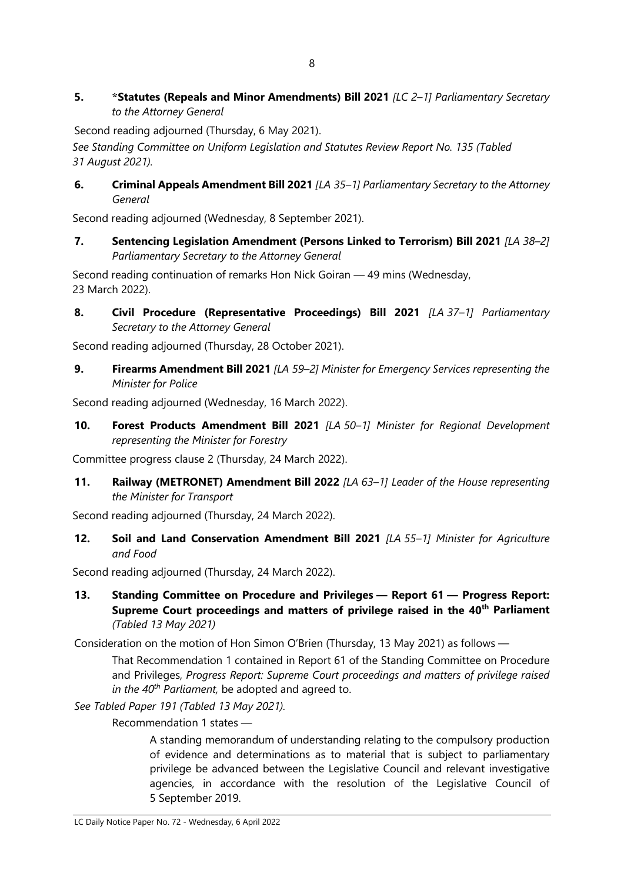**5. *Statutes (Repeals and Minor Amendments) Bill 2021** *[LC 2–1] Parliamentary Secretary to the Attorney General*

Second reading adjourned (Thursday, 6 May 2021).

*See Standing Committee on Uniform Legislation and Statutes Review Report No. 135 (Tabled 31 August 2021).*

**6. Criminal Appeals Amendment Bill 2021** *[LA 35–1] Parliamentary Secretary to the Attorney General*

Second reading adjourned (Wednesday, 8 September 2021).

**7. Sentencing Legislation Amendment (Persons Linked to Terrorism) Bill 2021** *[LA 38–2] Parliamentary Secretary to the Attorney General*

Second reading continuation of remarks Hon Nick Goiran — 49 mins (Wednesday, 23 March 2022).

**8. Civil Procedure (Representative Proceedings) Bill 2021** *[LA 37–1] Parliamentary Secretary to the Attorney General*

Second reading adjourned (Thursday, 28 October 2021).

**9. Firearms Amendment Bill 2021** *[LA 59–2] Minister for Emergency Services representing the Minister for Police*

Second reading adjourned (Wednesday, 16 March 2022).

**10. Forest Products Amendment Bill 2021** *[LA 50–1] Minister for Regional Development representing the Minister for Forestry*

Committee progress clause 2 (Thursday, 24 March 2022).

**11. Railway (METRONET) Amendment Bill 2022** *[LA 63–1] Leader of the House representing the Minister for Transport*

Second reading adjourned (Thursday, 24 March 2022).

**12. Soil and Land Conservation Amendment Bill 2021** *[LA 55–1] Minister for Agriculture and Food*

Second reading adjourned (Thursday, 24 March 2022).

**13. Standing Committee on Procedure and Privileges — Report 61 — Progress Report: Supreme Court proceedings and matters of privilege raised in the 40th Parliament** *(Tabled 13 May 2021)*

Consideration on the motion of Hon Simon O'Brien (Thursday, 13 May 2021) as follows —

> That Recommendation 1 contained in Report 61 of the Standing Committee on Procedure and Privileges, *Progress Report: Supreme Court proceedings and matters of privilege raised in the 40th Parliament,* be adopted and agreed to.

*See Tabled Paper 191 (Tabled 13 May 2021).*

> Recommendation 1 states —
>
> > A standing memorandum of understanding relating to the compulsory production of evidence and determinations as to material that is subject to parliamentary privilege be advanced between the Legislative Council and relevant investigative agencies, in accordance with the resolution of the Legislative Council of 5 September 2019.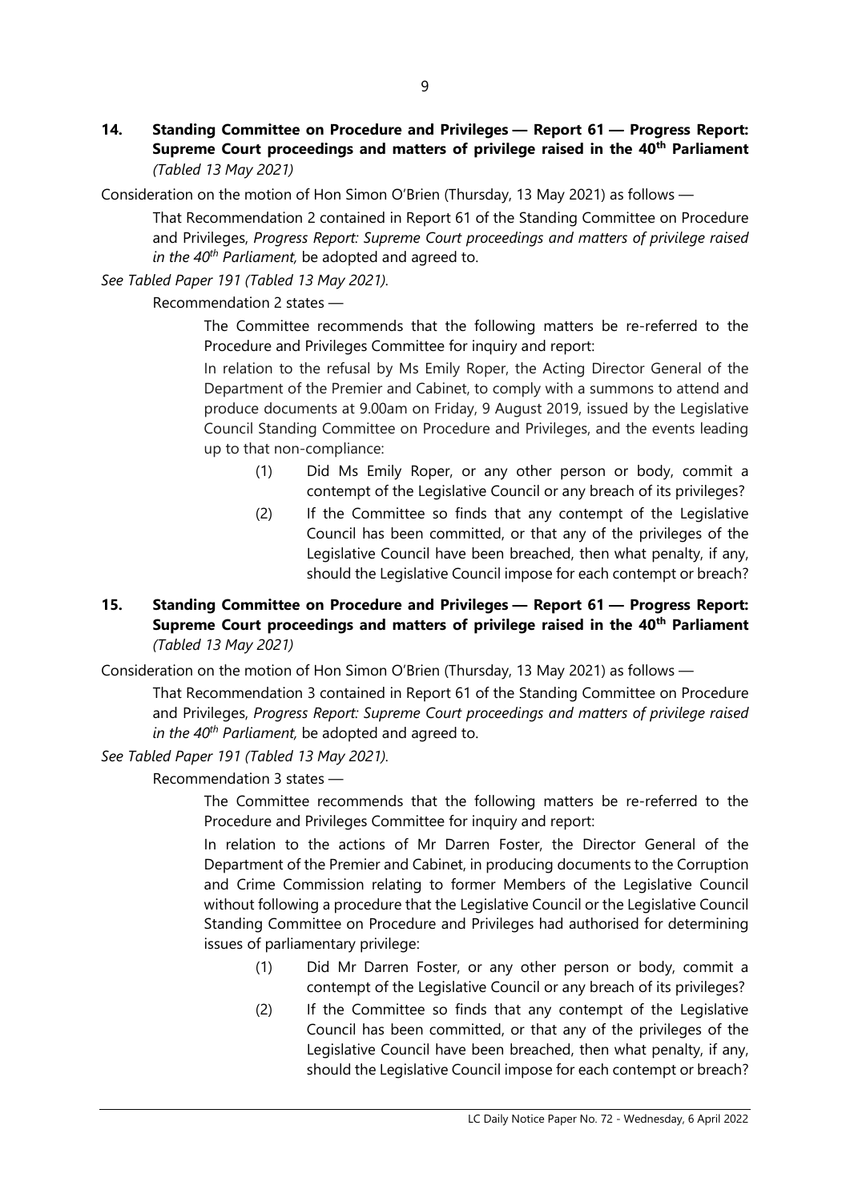**14. Standing Committee on Procedure and Privileges — Report 61 — Progress Report: Supreme Court proceedings and matters of privilege raised in the 40th Parliament** *(Tabled 13 May 2021)*

Consideration on the motion of Hon Simon O'Brien (Thursday, 13 May 2021) as follows —

> That Recommendation 2 contained in Report 61 of the Standing Committee on Procedure and Privileges, *Progress Report: Supreme Court proceedings and matters of privilege raised in the 40th Parliament,* be adopted and agreed to.

*See Tabled Paper 191 (Tabled 13 May 2021).*

Recommendation 2 states —

> The Committee recommends that the following matters be re-referred to the Procedure and Privileges Committee for inquiry and report:
>
> In relation to the refusal by Ms Emily Roper, the Acting Director General of the Department of the Premier and Cabinet, to comply with a summons to attend and produce documents at 9.00am on Friday, 9 August 2019, issued by the Legislative Council Standing Committee on Procedure and Privileges, and the events leading up to that non-compliance:
>
> (1) Did Ms Emily Roper, or any other person or body, commit a contempt of the Legislative Council or any breach of its privileges?
>
> (2) If the Committee so finds that any contempt of the Legislative Council has been committed, or that any of the privileges of the Legislative Council have been breached, then what penalty, if any, should the Legislative Council impose for each contempt or breach?

**15. Standing Committee on Procedure and Privileges — Report 61 — Progress Report: Supreme Court proceedings and matters of privilege raised in the 40th Parliament** *(Tabled 13 May 2021)*

Consideration on the motion of Hon Simon O'Brien (Thursday, 13 May 2021) as follows —

> That Recommendation 3 contained in Report 61 of the Standing Committee on Procedure and Privileges, *Progress Report: Supreme Court proceedings and matters of privilege raised in the 40th Parliament,* be adopted and agreed to.

*See Tabled Paper 191 (Tabled 13 May 2021).*

Recommendation 3 states —

> The Committee recommends that the following matters be re-referred to the Procedure and Privileges Committee for inquiry and report:
>
> In relation to the actions of Mr Darren Foster, the Director General of the Department of the Premier and Cabinet, in producing documents to the Corruption and Crime Commission relating to former Members of the Legislative Council without following a procedure that the Legislative Council or the Legislative Council Standing Committee on Procedure and Privileges had authorised for determining issues of parliamentary privilege:
>
> (1) Did Mr Darren Foster, or any other person or body, commit a contempt of the Legislative Council or any breach of its privileges?
>
> (2) If the Committee so finds that any contempt of the Legislative Council has been committed, or that any of the privileges of the Legislative Council have been breached, then what penalty, if any, should the Legislative Council impose for each contempt or breach?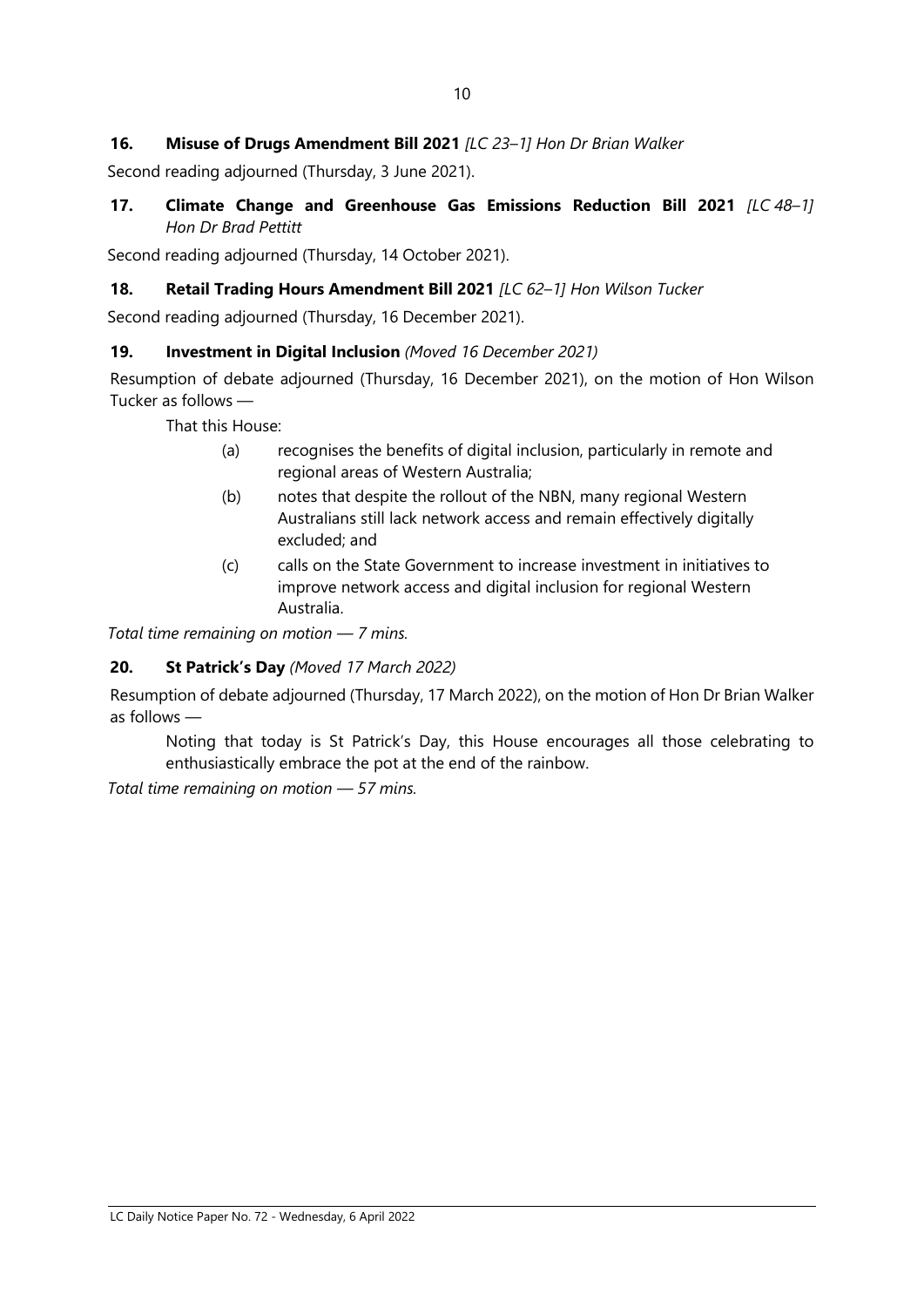**16. Misuse of Drugs Amendment Bill 2021** *[LC 23–1] Hon Dr Brian Walker*

Second reading adjourned (Thursday, 3 June 2021).

**17. Climate Change and Greenhouse Gas Emissions Reduction Bill 2021** *[LC 48–1] Hon Dr Brad Pettitt*

Second reading adjourned (Thursday, 14 October 2021).

**18. Retail Trading Hours Amendment Bill 2021** *[LC 62–1] Hon Wilson Tucker*

Second reading adjourned (Thursday, 16 December 2021).

**19. Investment in Digital Inclusion** *(Moved 16 December 2021)*

Resumption of debate adjourned (Thursday, 16 December 2021), on the motion of Hon Wilson Tucker as follows —

That this House:

(a) recognises the benefits of digital inclusion, particularly in remote and regional areas of Western Australia;

(b) notes that despite the rollout of the NBN, many regional Western Australians still lack network access and remain effectively digitally excluded; and

(c) calls on the State Government to increase investment in initiatives to improve network access and digital inclusion for regional Western Australia.

*Total time remaining on motion — 7 mins.*

**20. St Patrick's Day** *(Moved 17 March 2022)*

Resumption of debate adjourned (Thursday, 17 March 2022), on the motion of Hon Dr Brian Walker as follows —

Noting that today is St Patrick's Day, this House encourages all those celebrating to enthusiastically embrace the pot at the end of the rainbow.

*Total time remaining on motion — 57 mins.*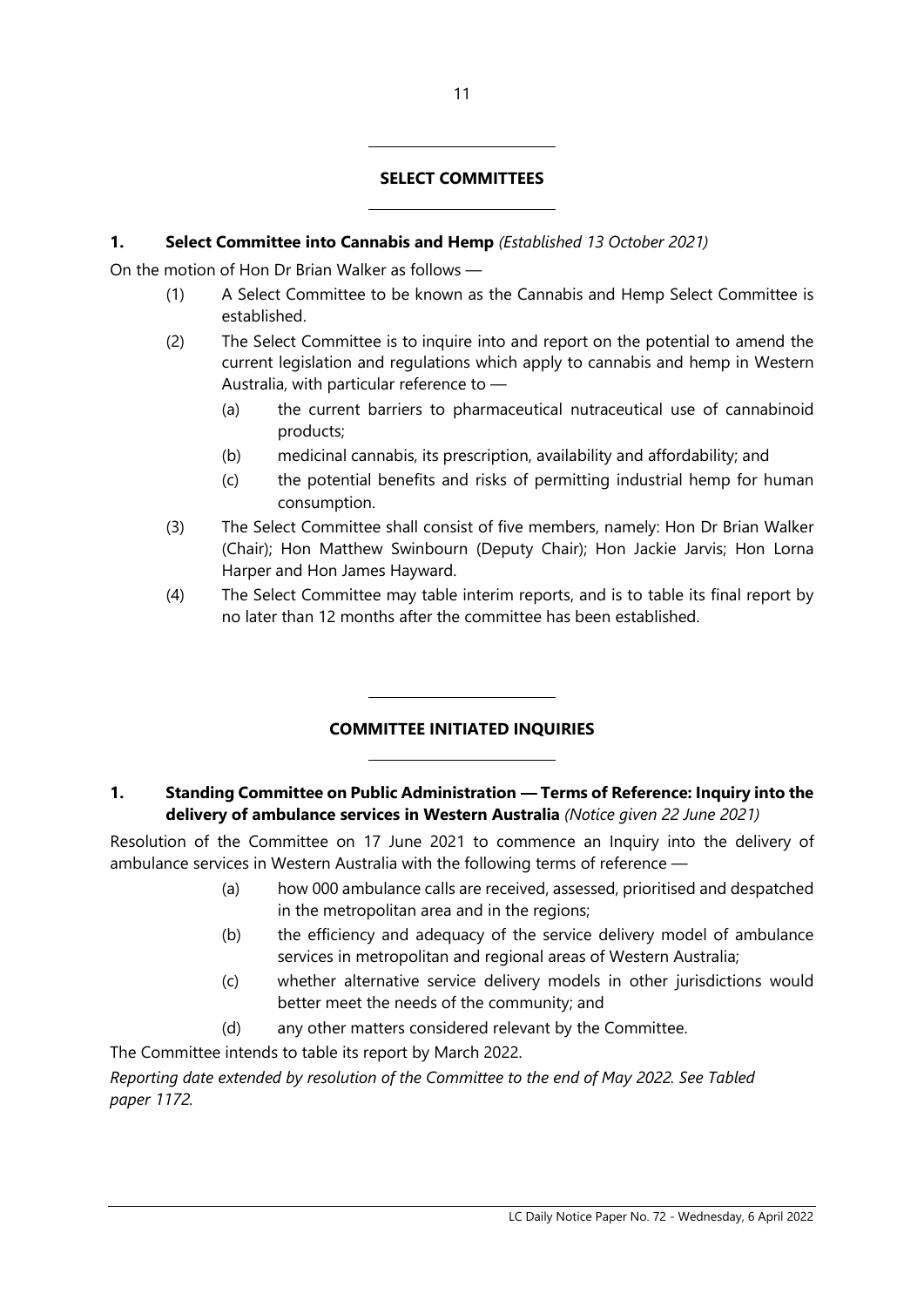## SELECT COMMITTEES

### 1. Select Committee into Cannabis and Hemp *(Established 13 October 2021)*

On the motion of Hon Dr Brian Walker as follows —

(1) A Select Committee to be known as the Cannabis and Hemp Select Committee is established.

(2) The Select Committee is to inquire into and report on the potential to amend the current legislation and regulations which apply to cannabis and hemp in Western Australia, with particular reference to —

  (a) the current barriers to pharmaceutical nutraceutical use of cannabinoid products;

  (b) medicinal cannabis, its prescription, availability and affordability; and

  (c) the potential benefits and risks of permitting industrial hemp for human consumption.

(3) The Select Committee shall consist of five members, namely: Hon Dr Brian Walker (Chair); Hon Matthew Swinbourn (Deputy Chair); Hon Jackie Jarvis; Hon Lorna Harper and Hon James Hayward.

(4) The Select Committee may table interim reports, and is to table its final report by no later than 12 months after the committee has been established.

## COMMITTEE INITIATED INQUIRIES

### 1. Standing Committee on Public Administration — Terms of Reference: Inquiry into the delivery of ambulance services in Western Australia *(Notice given 22 June 2021)*

Resolution of the Committee on 17 June 2021 to commence an Inquiry into the delivery of ambulance services in Western Australia with the following terms of reference —

  (a) how 000 ambulance calls are received, assessed, prioritised and despatched in the metropolitan area and in the regions;

  (b) the efficiency and adequacy of the service delivery model of ambulance services in metropolitan and regional areas of Western Australia;

  (c) whether alternative service delivery models in other jurisdictions would better meet the needs of the community; and

  (d) any other matters considered relevant by the Committee.

The Committee intends to table its report by March 2022.

*Reporting date extended by resolution of the Committee to the end of May 2022. See Tabled paper 1172.*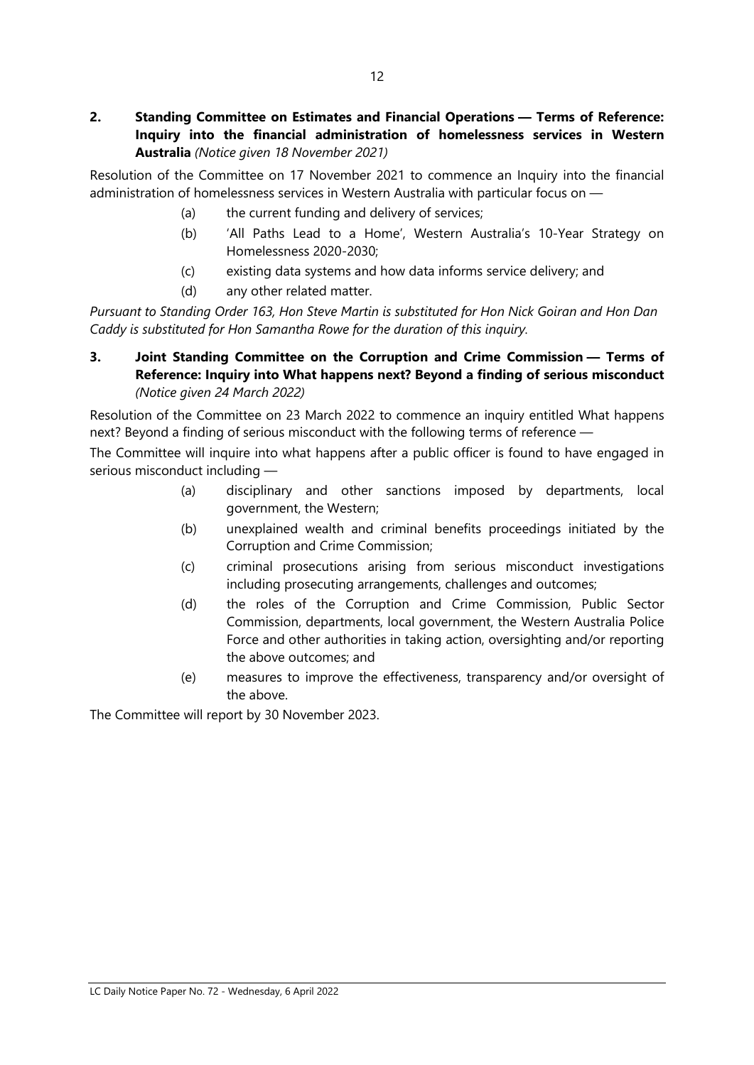**2. Standing Committee on Estimates and Financial Operations — Terms of Reference: Inquiry into the financial administration of homelessness services in Western Australia** *(Notice given 18 November 2021)*

Resolution of the Committee on 17 November 2021 to commence an Inquiry into the financial administration of homelessness services in Western Australia with particular focus on —

(a) the current funding and delivery of services;

(b) 'All Paths Lead to a Home', Western Australia's 10-Year Strategy on Homelessness 2020-2030;

(c) existing data systems and how data informs service delivery; and

(d) any other related matter.

*Pursuant to Standing Order 163, Hon Steve Martin is substituted for Hon Nick Goiran and Hon Dan Caddy is substituted for Hon Samantha Rowe for the duration of this inquiry.*

**3. Joint Standing Committee on the Corruption and Crime Commission — Terms of Reference: Inquiry into What happens next? Beyond a finding of serious misconduct** *(Notice given 24 March 2022)*

Resolution of the Committee on 23 March 2022 to commence an inquiry entitled What happens next? Beyond a finding of serious misconduct with the following terms of reference —

The Committee will inquire into what happens after a public officer is found to have engaged in serious misconduct including —

(a) disciplinary and other sanctions imposed by departments, local government, the Western;

(b) unexplained wealth and criminal benefits proceedings initiated by the Corruption and Crime Commission;

(c) criminal prosecutions arising from serious misconduct investigations including prosecuting arrangements, challenges and outcomes;

(d) the roles of the Corruption and Crime Commission, Public Sector Commission, departments, local government, the Western Australia Police Force and other authorities in taking action, oversighting and/or reporting the above outcomes; and

(e) measures to improve the effectiveness, transparency and/or oversight of the above.

The Committee will report by 30 November 2023.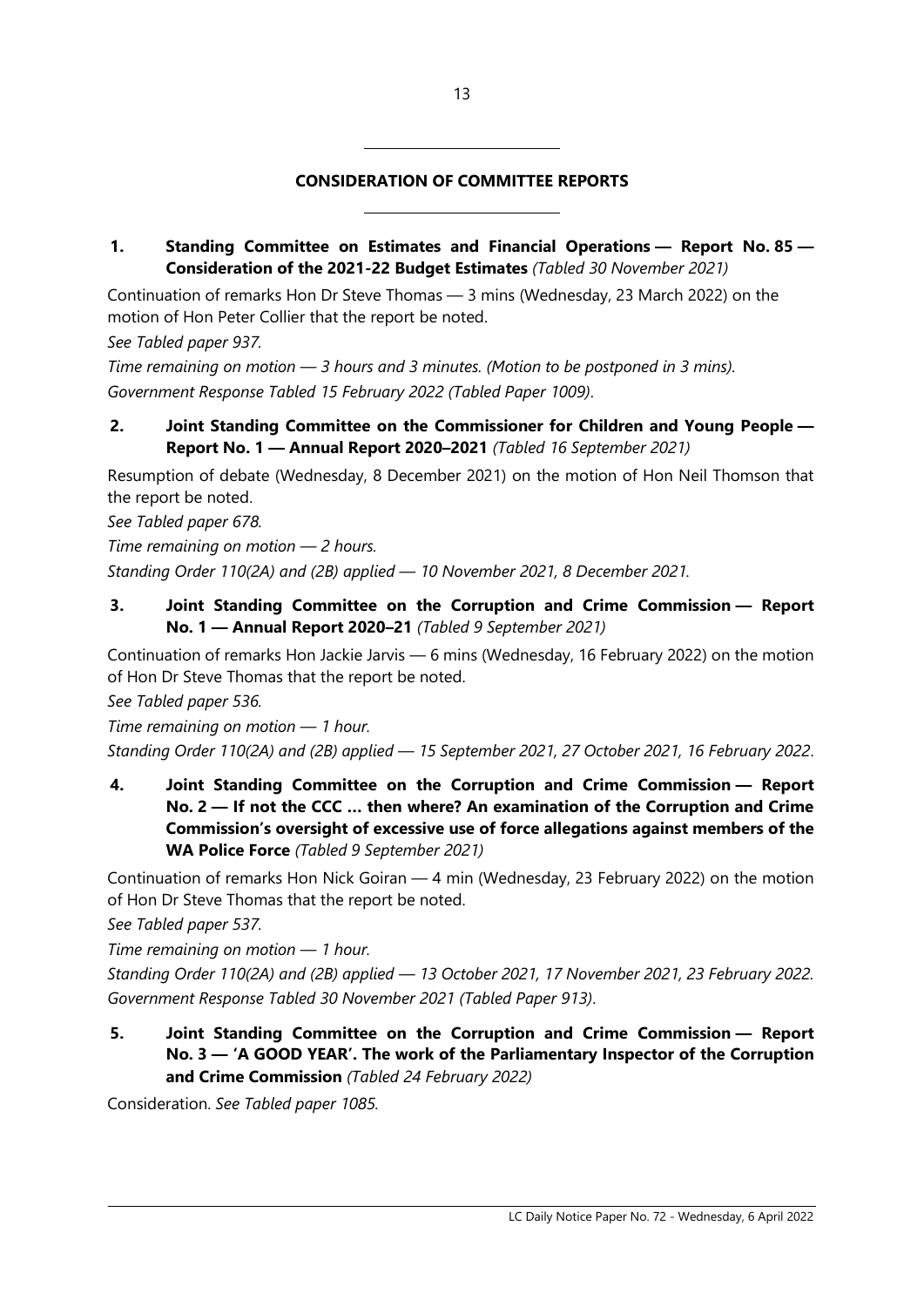## CONSIDERATION OF COMMITTEE REPORTS

**1. Standing Committee on Estimates and Financial Operations — Report No. 85 — Consideration of the 2021-22 Budget Estimates** *(Tabled 30 November 2021)*

Continuation of remarks Hon Dr Steve Thomas — 3 mins (Wednesday, 23 March 2022) on the motion of Hon Peter Collier that the report be noted.

*See Tabled paper 937.*

*Time remaining on motion — 3 hours and 3 minutes. (Motion to be postponed in 3 mins).*

*Government Response Tabled 15 February 2022 (Tabled Paper 1009).*

**2. Joint Standing Committee on the Commissioner for Children and Young People — Report No. 1 — Annual Report 2020–2021** *(Tabled 16 September 2021)*

Resumption of debate (Wednesday, 8 December 2021) on the motion of Hon Neil Thomson that the report be noted.

*See Tabled paper 678.*

*Time remaining on motion — 2 hours.*

*Standing Order 110(2A) and (2B) applied — 10 November 2021, 8 December 2021.*

**3. Joint Standing Committee on the Corruption and Crime Commission — Report No. 1 — Annual Report 2020–21** *(Tabled 9 September 2021)*

Continuation of remarks Hon Jackie Jarvis — 6 mins (Wednesday, 16 February 2022) on the motion of Hon Dr Steve Thomas that the report be noted.

*See Tabled paper 536.*

*Time remaining on motion — 1 hour.*

*Standing Order 110(2A) and (2B) applied — 15 September 2021, 27 October 2021, 16 February 2022.*

**4. Joint Standing Committee on the Corruption and Crime Commission — Report No. 2 — If not the CCC … then where? An examination of the Corruption and Crime Commission's oversight of excessive use of force allegations against members of the WA Police Force** *(Tabled 9 September 2021)*

Continuation of remarks Hon Nick Goiran — 4 min (Wednesday, 23 February 2022) on the motion of Hon Dr Steve Thomas that the report be noted.

*See Tabled paper 537.*

*Time remaining on motion — 1 hour.*

*Standing Order 110(2A) and (2B) applied — 13 October 2021, 17 November 2021, 23 February 2022.*

*Government Response Tabled 30 November 2021 (Tabled Paper 913).*

**5. Joint Standing Committee on the Corruption and Crime Commission — Report No. 3 — 'A GOOD YEAR'. The work of the Parliamentary Inspector of the Corruption and Crime Commission** *(Tabled 24 February 2022)*

Consideration. *See Tabled paper 1085.*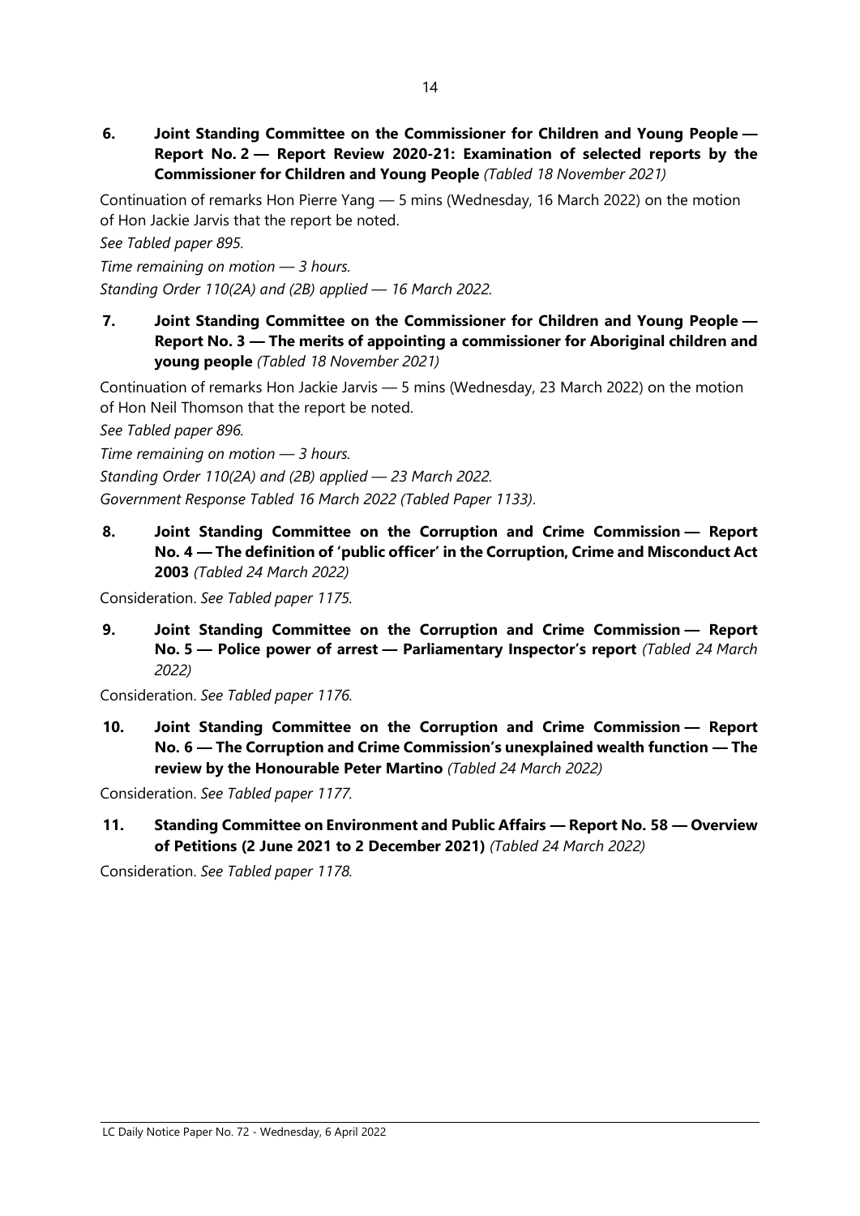**6. Joint Standing Committee on the Commissioner for Children and Young People — Report No. 2 — Report Review 2020-21: Examination of selected reports by the Commissioner for Children and Young People** *(Tabled 18 November 2021)*

Continuation of remarks Hon Pierre Yang — 5 mins (Wednesday, 16 March 2022) on the motion of Hon Jackie Jarvis that the report be noted.

*See Tabled paper 895.*

*Time remaining on motion — 3 hours.*

*Standing Order 110(2A) and (2B) applied — 16 March 2022.*

**7. Joint Standing Committee on the Commissioner for Children and Young People — Report No. 3 — The merits of appointing a commissioner for Aboriginal children and young people** *(Tabled 18 November 2021)*

Continuation of remarks Hon Jackie Jarvis — 5 mins (Wednesday, 23 March 2022) on the motion of Hon Neil Thomson that the report be noted.

*See Tabled paper 896.*

*Time remaining on motion — 3 hours.*

*Standing Order 110(2A) and (2B) applied — 23 March 2022.*

*Government Response Tabled 16 March 2022 (Tabled Paper 1133).*

**8. Joint Standing Committee on the Corruption and Crime Commission — Report No. 4 — The definition of 'public officer' in the Corruption, Crime and Misconduct Act 2003** *(Tabled 24 March 2022)*

Consideration. *See Tabled paper 1175.*

**9. Joint Standing Committee on the Corruption and Crime Commission — Report No. 5 — Police power of arrest — Parliamentary Inspector's report** *(Tabled 24 March 2022)*

Consideration. *See Tabled paper 1176.*

**10. Joint Standing Committee on the Corruption and Crime Commission — Report No. 6 — The Corruption and Crime Commission's unexplained wealth function — The review by the Honourable Peter Martino** *(Tabled 24 March 2022)*

Consideration. *See Tabled paper 1177.*

**11. Standing Committee on Environment and Public Affairs — Report No. 58 — Overview of Petitions (2 June 2021 to 2 December 2021)** *(Tabled 24 March 2022)*

Consideration. *See Tabled paper 1178.*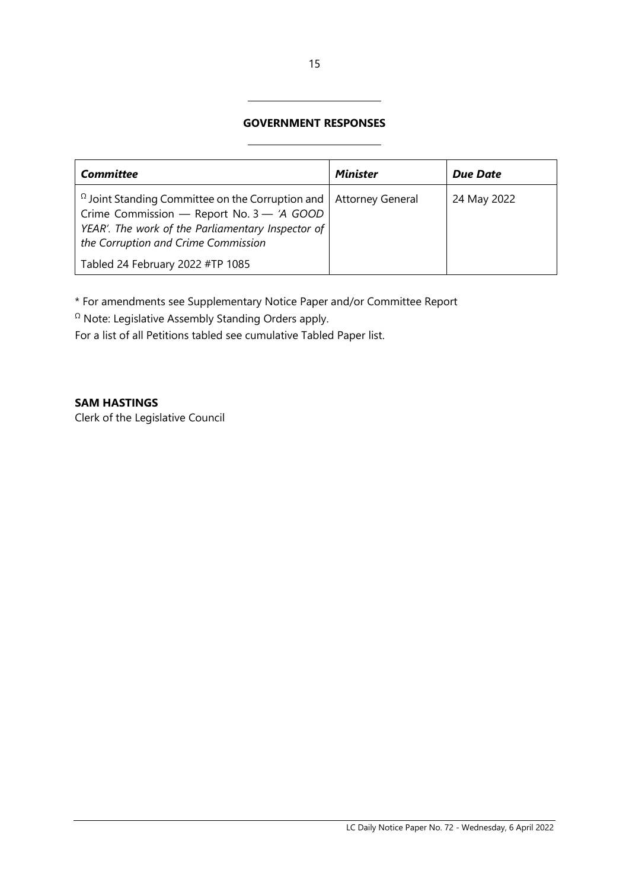## GOVERNMENT RESPONSES

| *Committee* | *Minister* | *Due Date* |
|---|---|---|
| Ω Joint Standing Committee on the Corruption and Crime Commission — Report No. 3 — *'A GOOD YEAR'. The work of the Parliamentary Inspector of the Corruption and Crime Commission*<br><br>Tabled 24 February 2022 #TP 1085 | Attorney General | 24 May 2022 |

* For amendments see Supplementary Notice Paper and/or Committee Report

Ω Note: Legislative Assembly Standing Orders apply.

For a list of all Petitions tabled see cumulative Tabled Paper list.

**SAM HASTINGS**
Clerk of the Legislative Council